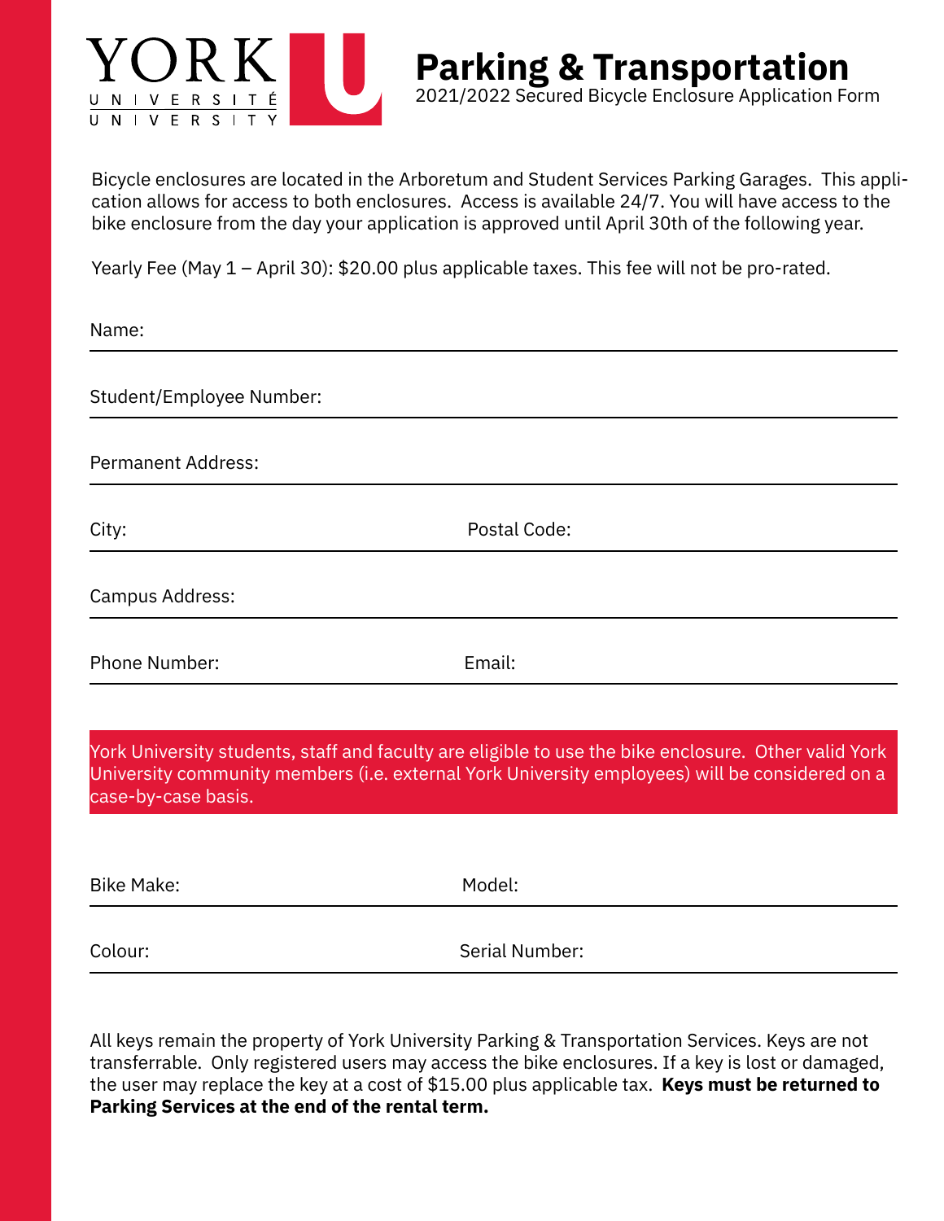YORK UNIVERSITÉ UNIVERSITY

# Parking & Transportation

2021/2022 Secured Bicycle Enclosure Application Form

Bicycle enclosures are located in the Arboretum and Student Services Parking Garages. This application allows for access to both enclosures. Access is available 24/7. You will have access to the bike enclosure from the day your application is approved until April 30th of the following year.

Yearly Fee (May 1 – April 30): $20.00 plus applicable taxes. This fee will not be pro-rated.

Name:

Student/Employee Number:

Permanent Address:

City: Postal Code:

Campus Address:

Phone Number: Email:

York University students, staff and faculty are eligible to use the bike enclosure. Other valid York University community members (i.e. external York University employees) will be considered on a case-by-case basis.

Bike Make: Model:

Colour: Serial Number:

All keys remain the property of York University Parking & Transportation Services. Keys are not transferrable. Only registered users may access the bike enclosures. If a key is lost or damaged, the user may replace the key at a cost of $15.00 plus applicable tax. **Keys must be returned to Parking Services at the end of the rental term.**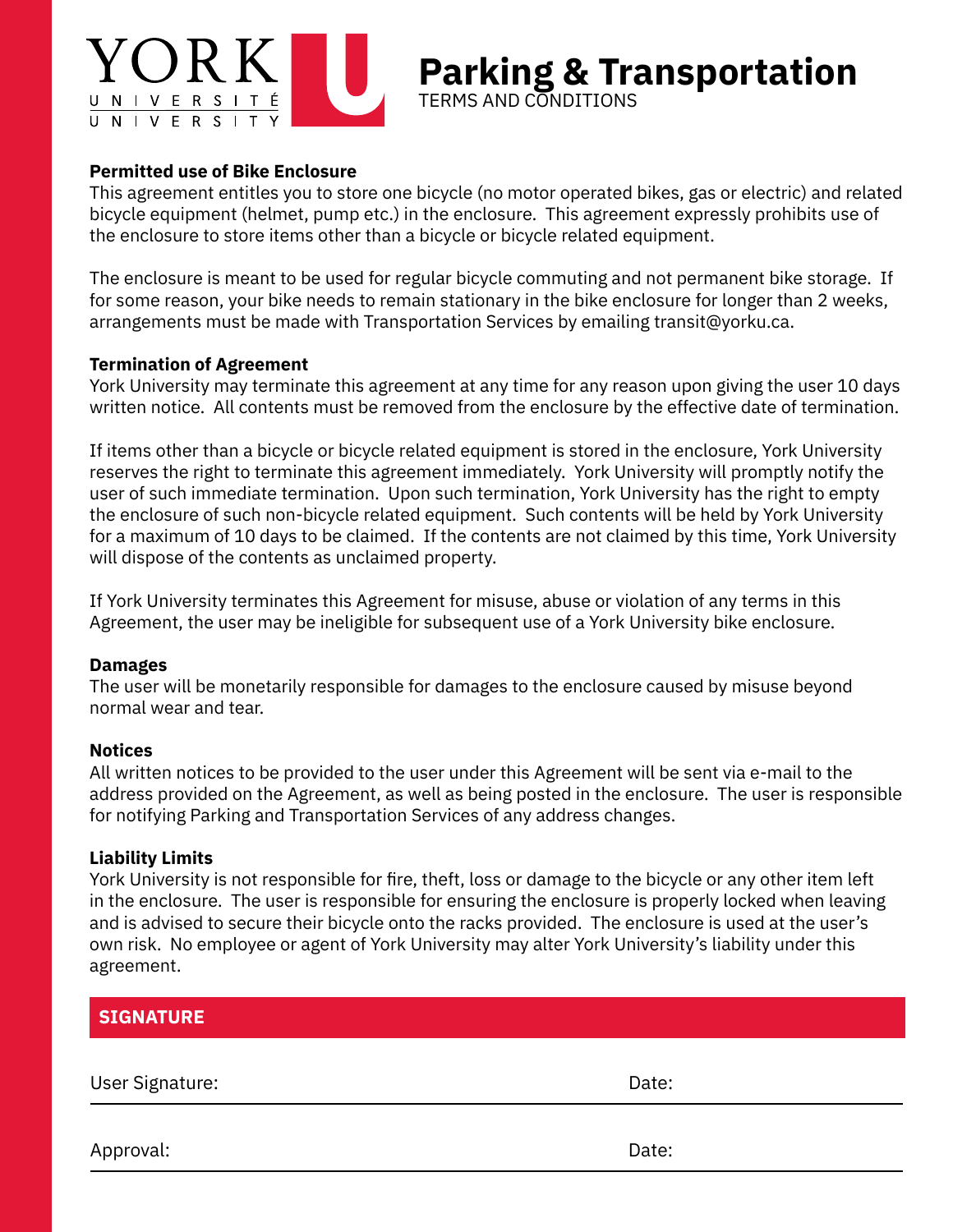# Parking & Transportation

TERMS AND CONDITIONS

**Permitted use of Bike Enclosure**

This agreement entitles you to store one bicycle (no motor operated bikes, gas or electric) and related bicycle equipment (helmet, pump etc.) in the enclosure. This agreement expressly prohibits use of the enclosure to store items other than a bicycle or bicycle related equipment.

The enclosure is meant to be used for regular bicycle commuting and not permanent bike storage. If for some reason, your bike needs to remain stationary in the bike enclosure for longer than 2 weeks, arrangements must be made with Transportation Services by emailing transit@yorku.ca.

**Termination of Agreement**

York University may terminate this agreement at any time for any reason upon giving the user 10 days written notice. All contents must be removed from the enclosure by the effective date of termination.

If items other than a bicycle or bicycle related equipment is stored in the enclosure, York University reserves the right to terminate this agreement immediately. York University will promptly notify the user of such immediate termination. Upon such termination, York University has the right to empty the enclosure of such non-bicycle related equipment. Such contents will be held by York University for a maximum of 10 days to be claimed. If the contents are not claimed by this time, York University will dispose of the contents as unclaimed property.

If York University terminates this Agreement for misuse, abuse or violation of any terms in this Agreement, the user may be ineligible for subsequent use of a York University bike enclosure.

**Damages**

The user will be monetarily responsible for damages to the enclosure caused by misuse beyond normal wear and tear.

**Notices**

All written notices to be provided to the user under this Agreement will be sent via e-mail to the address provided on the Agreement, as well as being posted in the enclosure. The user is responsible for notifying Parking and Transportation Services of any address changes.

**Liability Limits**

York University is not responsible for fire, theft, loss or damage to the bicycle or any other item left in the enclosure. The user is responsible for ensuring the enclosure is properly locked when leaving and is advised to secure their bicycle onto the racks provided. The enclosure is used at the user's own risk. No employee or agent of York University may alter York University's liability under this agreement.

## SIGNATURE

User Signature: Date:

Approval: Date: